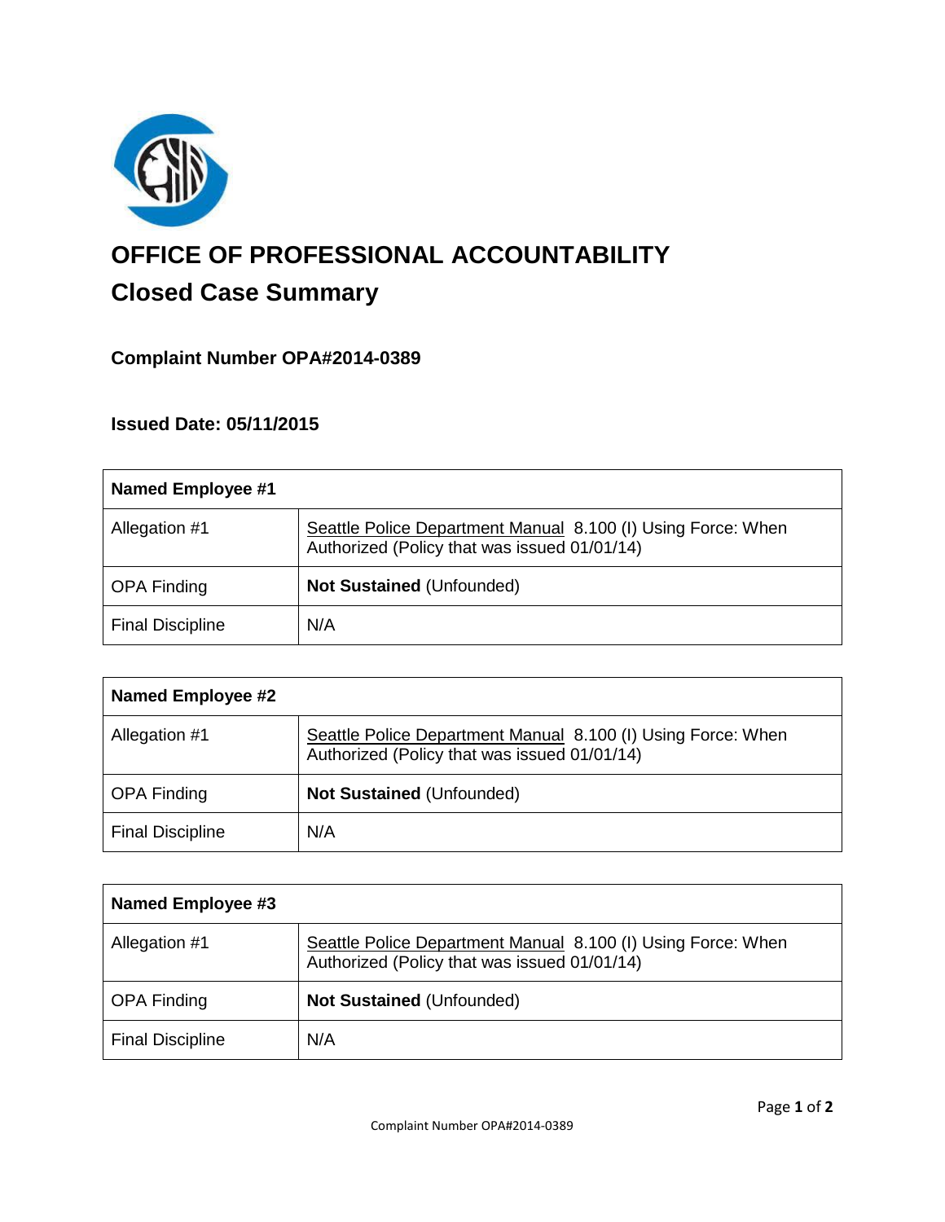# OFFICE OF PROFESSIONAL ACCOUNTABILITY

## Closed Case Summary

### Complaint Number OPA#2014-0389

### Issued Date: 05/11/2015

| Named Employee #1 | |
|---|---|
| Allegation #1 | Seattle Police Department Manual 8.100 (I) Using Force: When Authorized (Policy that was issued 01/01/14) |
| OPA Finding | **Not Sustained** (Unfounded) |
| Final Discipline | N/A |

| Named Employee #2 | |
|---|---|
| Allegation #1 | Seattle Police Department Manual 8.100 (I) Using Force: When Authorized (Policy that was issued 01/01/14) |
| OPA Finding | **Not Sustained** (Unfounded) |
| Final Discipline | N/A |

| Named Employee #3 | |
|---|---|
| Allegation #1 | Seattle Police Department Manual 8.100 (I) Using Force: When Authorized (Policy that was issued 01/01/14) |
| OPA Finding | **Not Sustained** (Unfounded) |
| Final Discipline | N/A |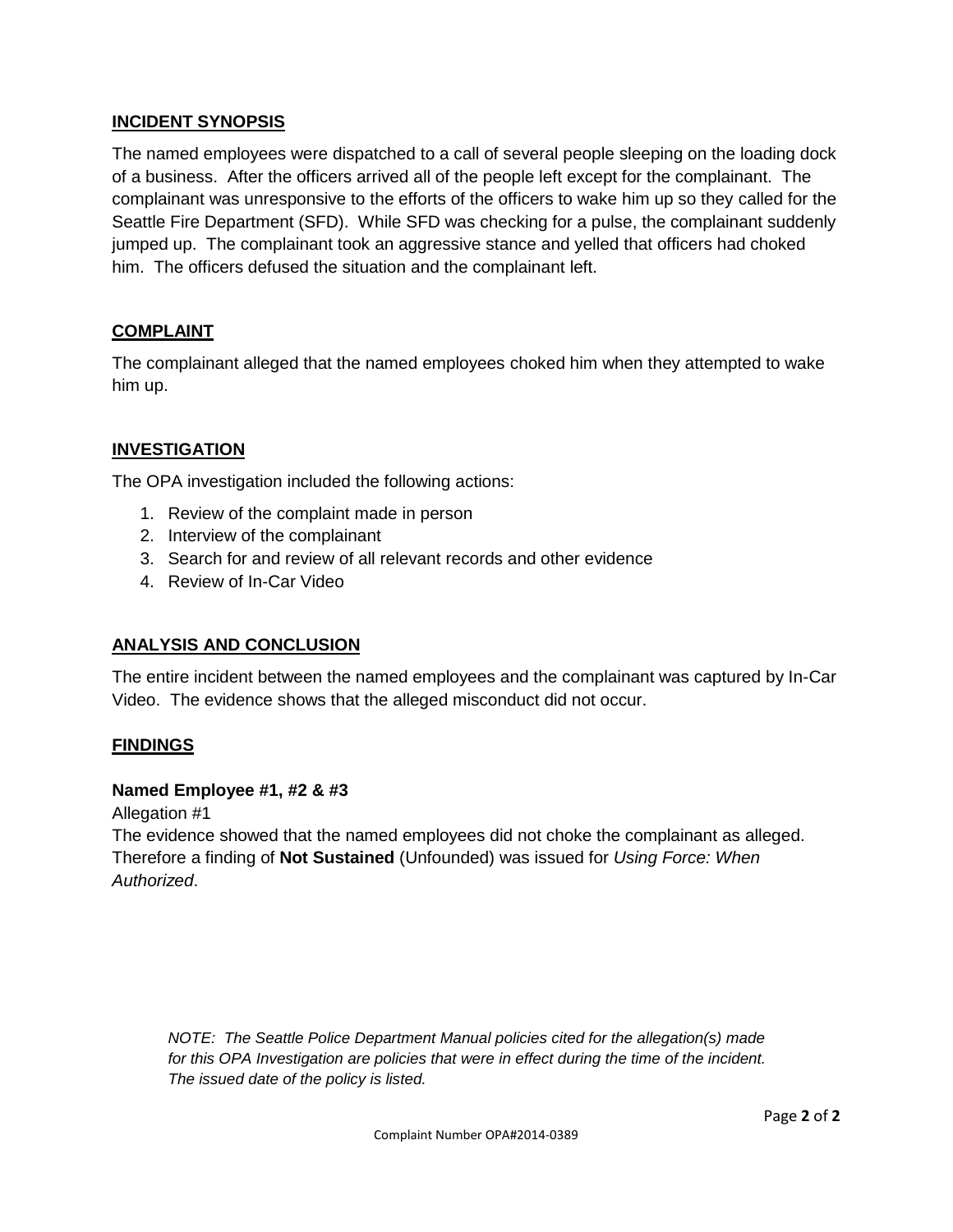## INCIDENT SYNOPSIS

The named employees were dispatched to a call of several people sleeping on the loading dock of a business. After the officers arrived all of the people left except for the complainant. The complainant was unresponsive to the efforts of the officers to wake him up so they called for the Seattle Fire Department (SFD). While SFD was checking for a pulse, the complainant suddenly jumped up. The complainant took an aggressive stance and yelled that officers had choked him. The officers defused the situation and the complainant left.

## COMPLAINT

The complainant alleged that the named employees choked him when they attempted to wake him up.

## INVESTIGATION

The OPA investigation included the following actions:

1. Review of the complaint made in person
2. Interview of the complainant
3. Search for and review of all relevant records and other evidence
4. Review of In-Car Video

## ANALYSIS AND CONCLUSION

The entire incident between the named employees and the complainant was captured by In-Car Video. The evidence shows that the alleged misconduct did not occur.

## FINDINGS

**Named Employee #1, #2 & #3**

Allegation #1

The evidence showed that the named employees did not choke the complainant as alleged. Therefore a finding of **Not Sustained** (Unfounded) was issued for *Using Force: When Authorized*.

*NOTE: The Seattle Police Department Manual policies cited for the allegation(s) made for this OPA Investigation are policies that were in effect during the time of the incident. The issued date of the policy is listed.*

Complaint Number OPA#2014-0389